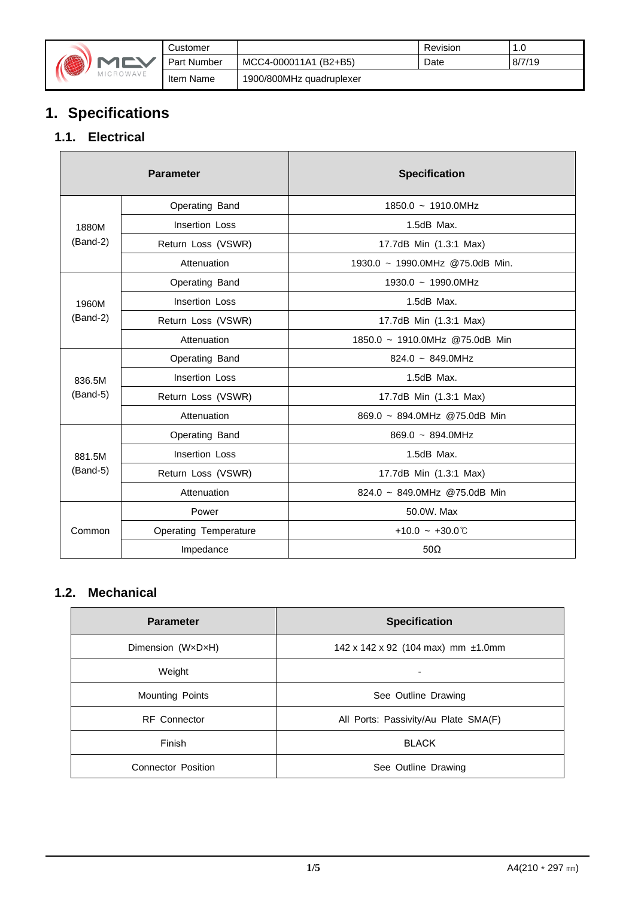| | Customer | | Revision | 1.0 |
|---|---|---|---|---|
| MCV MICROWAVE | Part Number | MCC4-000011A1 (B2+B5) | Date | 8/7/19 |
| | Item Name | 1900/800MHz quadruplexer | | |

# 1. Specifications

## 1.1. Electrical

| Parameter | | Specification |
|---|---|---|
| 1880M (Band-2) | Operating Band | 1850.0 ~ 1910.0MHz |
| | Insertion Loss | 1.5dB Max. |
| | Return Loss (VSWR) | 17.7dB Min (1.3:1 Max) |
| | Attenuation | 1930.0 ~ 1990.0MHz @75.0dB Min. |
| 1960M (Band-2) | Operating Band | 1930.0 ~ 1990.0MHz |
| | Insertion Loss | 1.5dB Max. |
| | Return Loss (VSWR) | 17.7dB Min (1.3:1 Max) |
| | Attenuation | 1850.0 ~ 1910.0MHz @75.0dB Min |
| 836.5M (Band-5) | Operating Band | 824.0 ~ 849.0MHz |
| | Insertion Loss | 1.5dB Max. |
| | Return Loss (VSWR) | 17.7dB Min (1.3:1 Max) |
| | Attenuation | 869.0 ~ 894.0MHz @75.0dB Min |
| 881.5M (Band-5) | Operating Band | 869.0 ~ 894.0MHz |
| | Insertion Loss | 1.5dB Max. |
| | Return Loss (VSWR) | 17.7dB Min (1.3:1 Max) |
| | Attenuation | 824.0 ~ 849.0MHz @75.0dB Min |
| Common | Power | 50.0W. Max |
| | Operating Temperature | +10.0 ~ +30.0℃ |
| | Impedance | 50Ω |

## 1.2. Mechanical

| Parameter | Specification |
|---|---|
| Dimension (W×D×H) | 142 x 142 x 92 (104 max) mm ±1.0mm |
| Weight | - |
| Mounting Points | See Outline Drawing |
| RF Connector | All Ports: Passivity/Au Plate SMA(F) |
| Finish | BLACK |
| Connector Position | See Outline Drawing |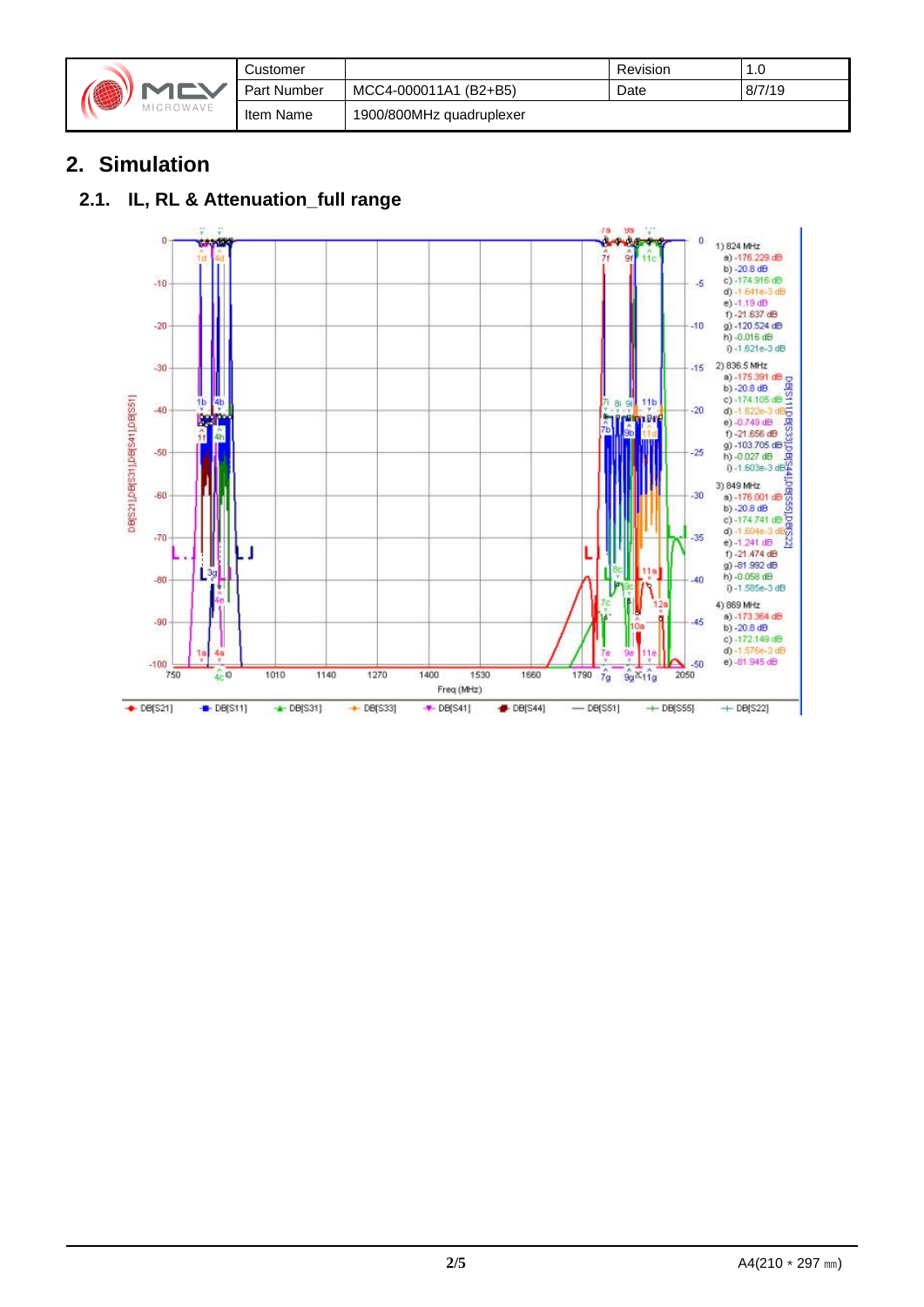| | Customer | | Revision | 1.0 |
|---|---|---|---|---|
| | Part Number | MCC4-000011A1 (B2+B5) | Date | 8/7/19 |
| | Item Name | 1900/800MHz quadruplexer | | |

## 2. Simulation

### 2.1. IL, RL & Attenuation_full range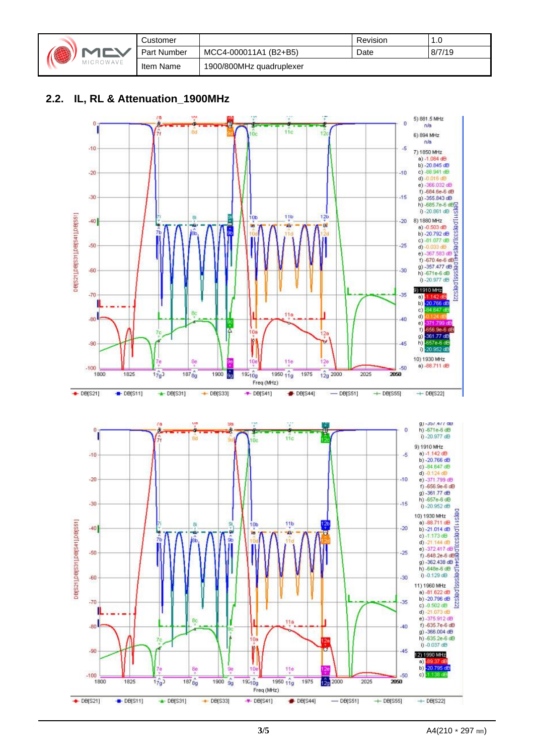| | Customer | | Revision | 1.0 |
|---|---|---|---|---|
| | Part Number | MCC4-000011A1 (B2+B5) | Date | 8/7/19 |
| | Item Name | 1900/800MHz quadruplexer | | |

## 2.2. IL, RL & Attenuation_1900MHz

5) 881.5 MHz
n/a

6) 894 MHz
n/a

7) 1850 MHz
a) -1.084 dB
b) -20.845 dB
c) -88.941 dB
d) -0.016 dB
e) -366.032 dB
f) -684.6e-6 dB
g) -355.843 dB
h) -685.7e-6 dB
i) -20.861 dB

8) 1880 MHz
a) -0.503 dB
b) -20.792 dB
c) -81.077 dB
d) -0.033 dB
e) -357.583 dB
f) -670.4e-6 dB
g) -357.477 dB
h) -671e-6 dB
i) -20.977 dB

9) 1910 MHz
a) -1.142 dB
b) -20.766 dB
c) -84.647 dB
d) -0.124 dB
e) -371.799 dB
f) -656.9e-6 dB
g) -361.77 dB
h) -657e-6 dB
i) -20.952 dB

10) 1930 MHz
a) -88.711 dB

g) -357.477 dB
h) -671e-6 dB
i) -20.977 dB

9) 1910 MHz
a) -1.142 dB
b) -20.766 dB
c) -84.647 dB
d) -0.124 dB
e) -371.799 dB
f) -656.9e-6 dB
g) -361.77 dB
h) -657e-6 dB
i) -20.952 dB

10) 1930 MHz
a) -88.711 dB
b) -21.014 dB
c) -1.173 dB
d) -21.144 dB
e) -372.417 dB
f) -648.2e-6 dB
g) -362.438 dB
h) -648e-6 dB
i) -0.129 dB

11) 1960 MHz
a) -81.622 dB
b) -20.796 dB
c) -0.502 dB
d) -21.073 dB
e) -375.912 dB
f) -635.7e-6 dB
g) -366.004 dB
h) -635.2e-6 dB
i) -0.037 dB

12) 1990 MHz
a) -89.37 dB
b) -20.795 dB
c) -1.138 dB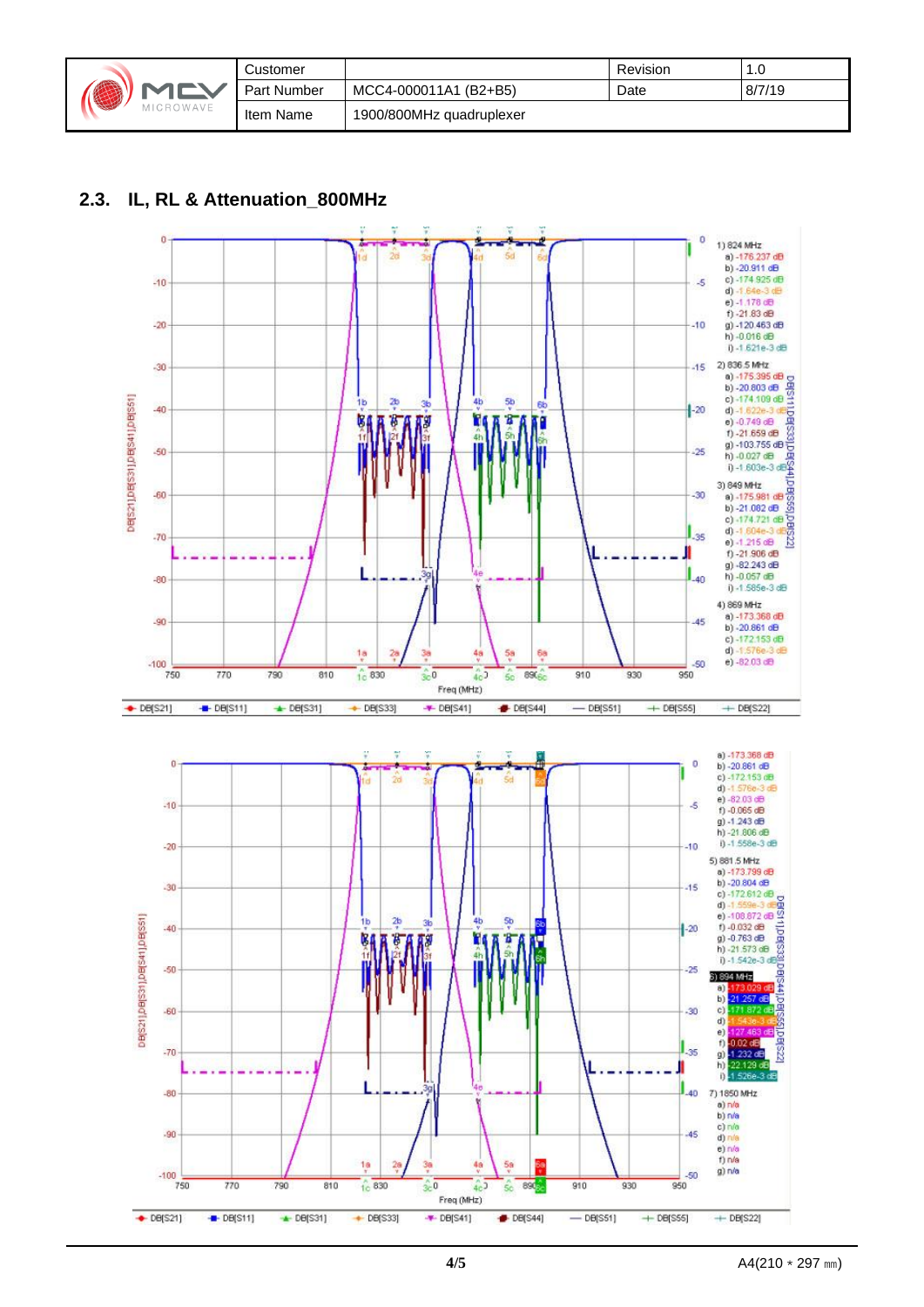| | Customer | | Revision | 1.0 |
|---|---|---|---|---|
| | Part Number | MCC4-000011A1 (B2+B5) | Date | 8/7/19 |
| | Item Name | 1900/800MHz quadruplexer | | |

## 2.3. IL, RL & Attenuation_800MHz

1) 824 MHz
a) -176.237 dB
b) -20.911 dB
c) -174.925 dB
d) -1.64e-3 dB
e) -1.178 dB
f) -21.83 dB
g) -120.463 dB
h) -0.016 dB
i) -1.621e-3 dB

2) 836.5 MHz
a) -175.395 dB
b) -20.803 dB
c) -174.109 dB
d) -1.622e-3 dB
e) -0.749 dB
f) -21.659 dB
g) -103.755 dB
h) -0.027 dB
i) -1.603e-3 dB

3) 849 MHz
a) -175.981 dB
b) -21.082 dB
c) -174.721 dB
d) -1.604e-3 dB
e) -1.215 dB
f) -21.906 dB
g) -82.243 dB
h) -0.057 dB
i) -1.585e-3 dB

4) 869 MHz
a) -173.368 dB
b) -20.861 dB
c) -172.153 dB
d) -1.576e-3 dB
e) -82.03 dB
f) -0.065 dB
g) -1.243 dB
h) -21.806 dB
i) -1.558e-3 dB

5) 881.5 MHz
a) -173.799 dB
b) -20.804 dB
c) -172.612 dB
d) -1.559e-3 dB
e) -108.872 dB
f) -0.032 dB
g) -0.763 dB
h) -21.573 dB
i) -1.542e-3 dB

6) 894 MHz
a) -173.029 dB
b) -21.257 dB
c) -171.872 dB
d) -1.543e-3 dB
e) -127.463 dB
f) -0.02 dB
g) -1.232 dB
h) -22.129 dB
i) -1.526e-3 dB

7) 1850 MHz
a) n/a
b) n/a
c) n/a
d) n/a
e) n/a
f) n/a
g) n/a

Legend: DB[S21], DB[S11], DB[S31], DB[S33], DB[S41], DB[S44], DB[S51], DB[S55], DB[S22]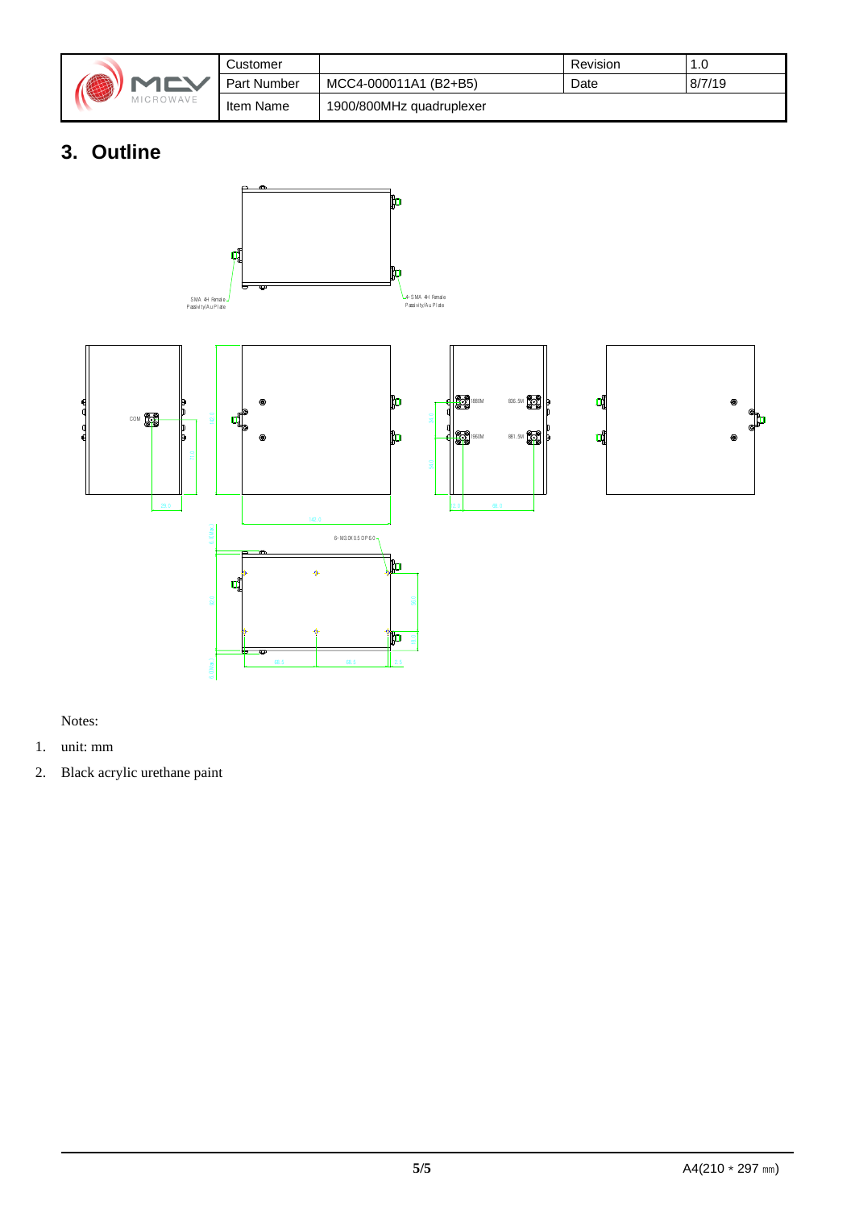| | | | | |
|---|---|---|---|---|
| MCV MICROWAVE | Customer | | Revision | 1.0 |
| | Part Number | MCC4-000011A1 (B2+B5) | Date | 8/7/19 |
| | Item Name | 1900/800MHz quadruplexer | | |

## 3. Outline

SMA 4H Female Passivity/Au Plate

4-SMA 4H Female Passivity/Au Plate

COM

1880M

836.5M

1960M

881.5M

142.0

6-M3.0X0.5 DP 6.0

Notes:

1. unit: mm
2. Black acrylic urethane paint